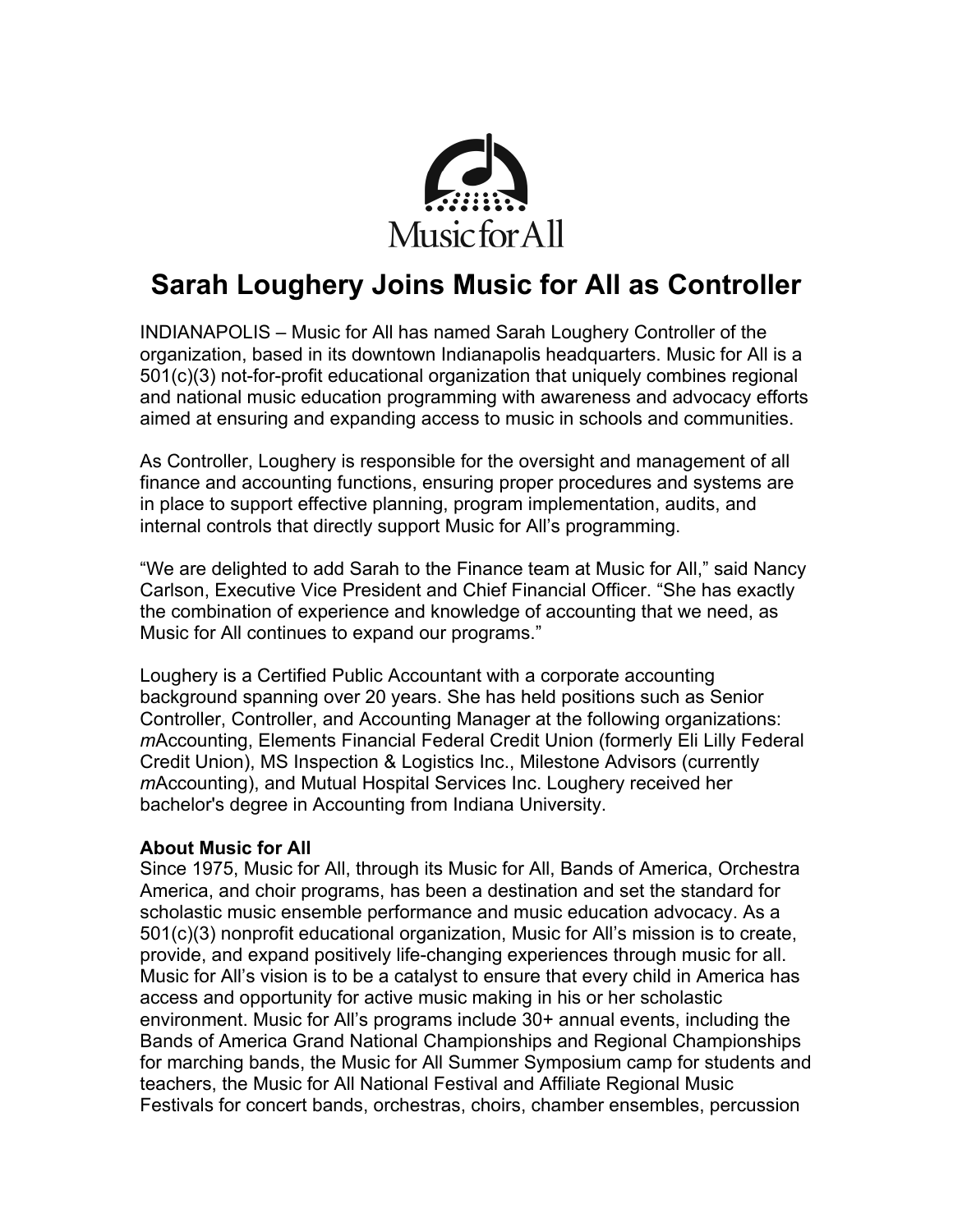Music for All

# Sarah Loughery Joins Music for All as Controller

INDIANAPOLIS – Music for All has named Sarah Loughery Controller of the organization, based in its downtown Indianapolis headquarters. Music for All is a 501(c)(3) not-for-profit educational organization that uniquely combines regional and national music education programming with awareness and advocacy efforts aimed at ensuring and expanding access to music in schools and communities.

As Controller, Loughery is responsible for the oversight and management of all finance and accounting functions, ensuring proper procedures and systems are in place to support effective planning, program implementation, audits, and internal controls that directly support Music for All's programming.

"We are delighted to add Sarah to the Finance team at Music for All," said Nancy Carlson, Executive Vice President and Chief Financial Officer. "She has exactly the combination of experience and knowledge of accounting that we need, as Music for All continues to expand our programs."

Loughery is a Certified Public Accountant with a corporate accounting background spanning over 20 years. She has held positions such as Senior Controller, Controller, and Accounting Manager at the following organizations: *m*Accounting, Elements Financial Federal Credit Union (formerly Eli Lilly Federal Credit Union), MS Inspection & Logistics Inc., Milestone Advisors (currently *m*Accounting), and Mutual Hospital Services Inc. Loughery received her bachelor's degree in Accounting from Indiana University.

**About Music for All**
Since 1975, Music for All, through its Music for All, Bands of America, Orchestra America, and choir programs, has been a destination and set the standard for scholastic music ensemble performance and music education advocacy. As a 501(c)(3) nonprofit educational organization, Music for All's mission is to create, provide, and expand positively life-changing experiences through music for all. Music for All's vision is to be a catalyst to ensure that every child in America has access and opportunity for active music making in his or her scholastic environment. Music for All's programs include 30+ annual events, including the Bands of America Grand National Championships and Regional Championships for marching bands, the Music for All Summer Symposium camp for students and teachers, the Music for All National Festival and Affiliate Regional Music Festivals for concert bands, orchestras, choirs, chamber ensembles, percussion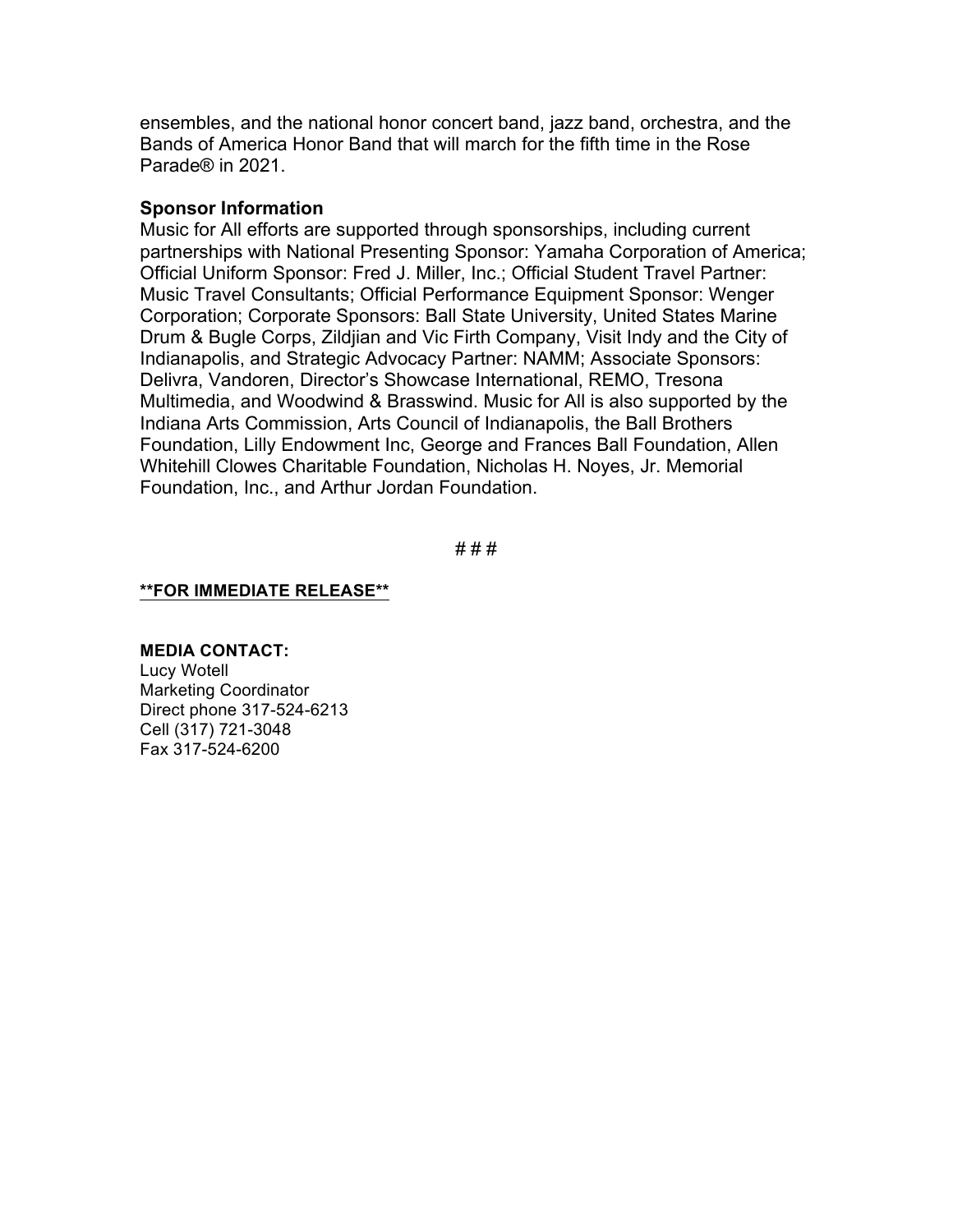ensembles, and the national honor concert band, jazz band, orchestra, and the Bands of America Honor Band that will march for the fifth time in the Rose Parade® in 2021.

**Sponsor Information**

Music for All efforts are supported through sponsorships, including current partnerships with National Presenting Sponsor: Yamaha Corporation of America; Official Uniform Sponsor: Fred J. Miller, Inc.; Official Student Travel Partner: Music Travel Consultants; Official Performance Equipment Sponsor: Wenger Corporation; Corporate Sponsors: Ball State University, United States Marine Drum & Bugle Corps, Zildjian and Vic Firth Company, Visit Indy and the City of Indianapolis, and Strategic Advocacy Partner: NAMM; Associate Sponsors: Delivra, Vandoren, Director's Showcase International, REMO, Tresona Multimedia, and Woodwind & Brasswind. Music for All is also supported by the Indiana Arts Commission, Arts Council of Indianapolis, the Ball Brothers Foundation, Lilly Endowment Inc, George and Frances Ball Foundation, Allen Whitehill Clowes Charitable Foundation, Nicholas H. Noyes, Jr. Memorial Foundation, Inc., and Arthur Jordan Foundation.

# # #

**\*\*FOR IMMEDIATE RELEASE\*\***

**MEDIA CONTACT:**
Lucy Wotell
Marketing Coordinator
Direct phone 317-524-6213
Cell (317) 721-3048
Fax 317-524-6200